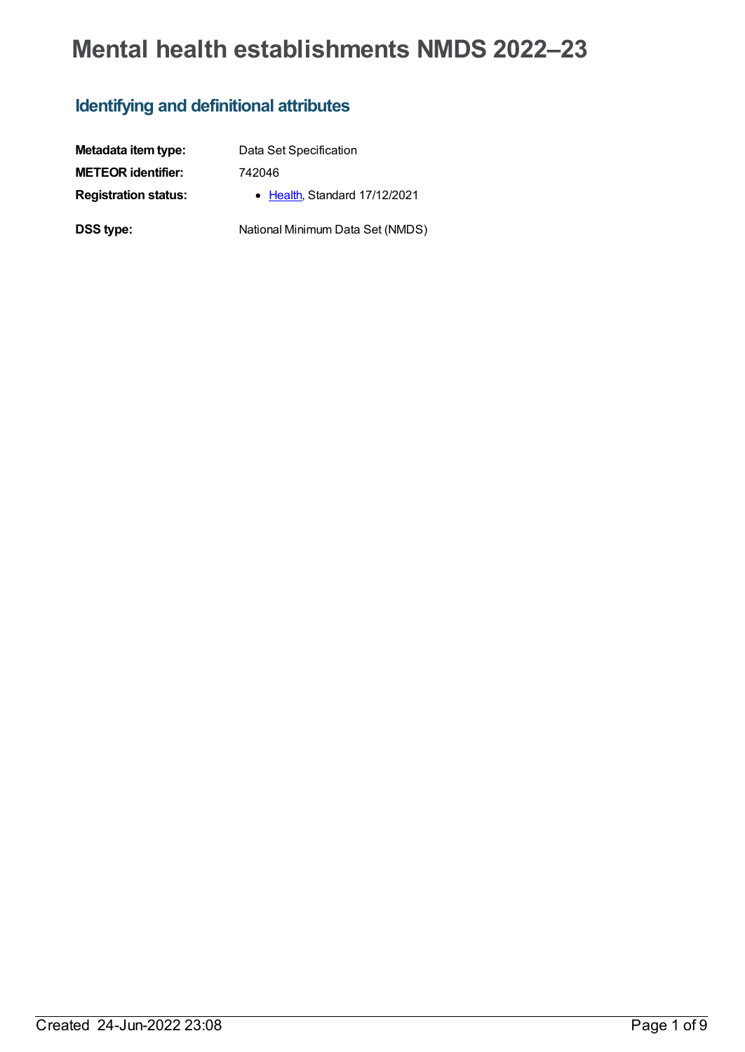# Mental health establishments NMDS 2022–23

## Identifying and definitional attributes

| | |
|---|---|
| **Metadata item type:** | Data Set Specification |
| **METEOR identifier:** | 742046 |
| **Registration status:** | • Health, Standard 17/12/2021 |
| **DSS type:** | National Minimum Data Set (NMDS) |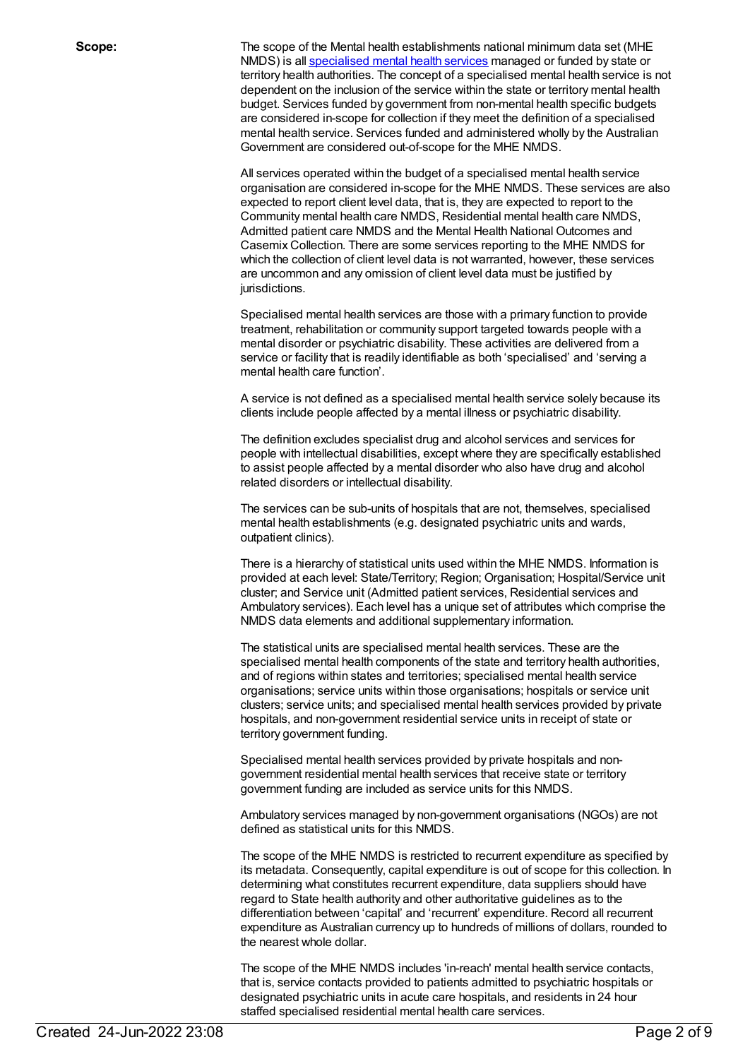**Scope:**

The scope of the Mental health establishments national minimum data set (MHE NMDS) is all [specialised mental health services](#) managed or funded by state or territory health authorities. The concept of a specialised mental health service is not dependent on the inclusion of the service within the state or territory mental health budget. Services funded by government from non-mental health specific budgets are considered in-scope for collection if they meet the definition of a specialised mental health service. Services funded and administered wholly by the Australian Government are considered out-of-scope for the MHE NMDS.

All services operated within the budget of a specialised mental health service organisation are considered in-scope for the MHE NMDS. These services are also expected to report client level data, that is, they are expected to report to the Community mental health care NMDS, Residential mental health care NMDS, Admitted patient care NMDS and the Mental Health National Outcomes and Casemix Collection. There are some services reporting to the MHE NMDS for which the collection of client level data is not warranted, however, these services are uncommon and any omission of client level data must be justified by jurisdictions.

Specialised mental health services are those with a primary function to provide treatment, rehabilitation or community support targeted towards people with a mental disorder or psychiatric disability. These activities are delivered from a service or facility that is readily identifiable as both 'specialised' and 'serving a mental health care function'.

A service is not defined as a specialised mental health service solely because its clients include people affected by a mental illness or psychiatric disability.

The definition excludes specialist drug and alcohol services and services for people with intellectual disabilities, except where they are specifically established to assist people affected by a mental disorder who also have drug and alcohol related disorders or intellectual disability.

The services can be sub-units of hospitals that are not, themselves, specialised mental health establishments (e.g. designated psychiatric units and wards, outpatient clinics).

There is a hierarchy of statistical units used within the MHE NMDS. Information is provided at each level: State/Territory; Region; Organisation; Hospital/Service unit cluster; and Service unit (Admitted patient services, Residential services and Ambulatory services). Each level has a unique set of attributes which comprise the NMDS data elements and additional supplementary information.

The statistical units are specialised mental health services. These are the specialised mental health components of the state and territory health authorities, and of regions within states and territories; specialised mental health service organisations; service units within those organisations; hospitals or service unit clusters; service units; and specialised mental health services provided by private hospitals, and non-government residential service units in receipt of state or territory government funding.

Specialised mental health services provided by private hospitals and non-government residential mental health services that receive state or territory government funding are included as service units for this NMDS.

Ambulatory services managed by non-government organisations (NGOs) are not defined as statistical units for this NMDS.

The scope of the MHE NMDS is restricted to recurrent expenditure as specified by its metadata. Consequently, capital expenditure is out of scope for this collection. In determining what constitutes recurrent expenditure, data suppliers should have regard to State health authority and other authoritative guidelines as to the differentiation between 'capital' and 'recurrent' expenditure. Record all recurrent expenditure as Australian currency up to hundreds of millions of dollars, rounded to the nearest whole dollar.

The scope of the MHE NMDS includes 'in-reach' mental health service contacts, that is, service contacts provided to patients admitted to psychiatric hospitals or designated psychiatric units in acute care hospitals, and residents in 24 hour staffed specialised residential mental health care services.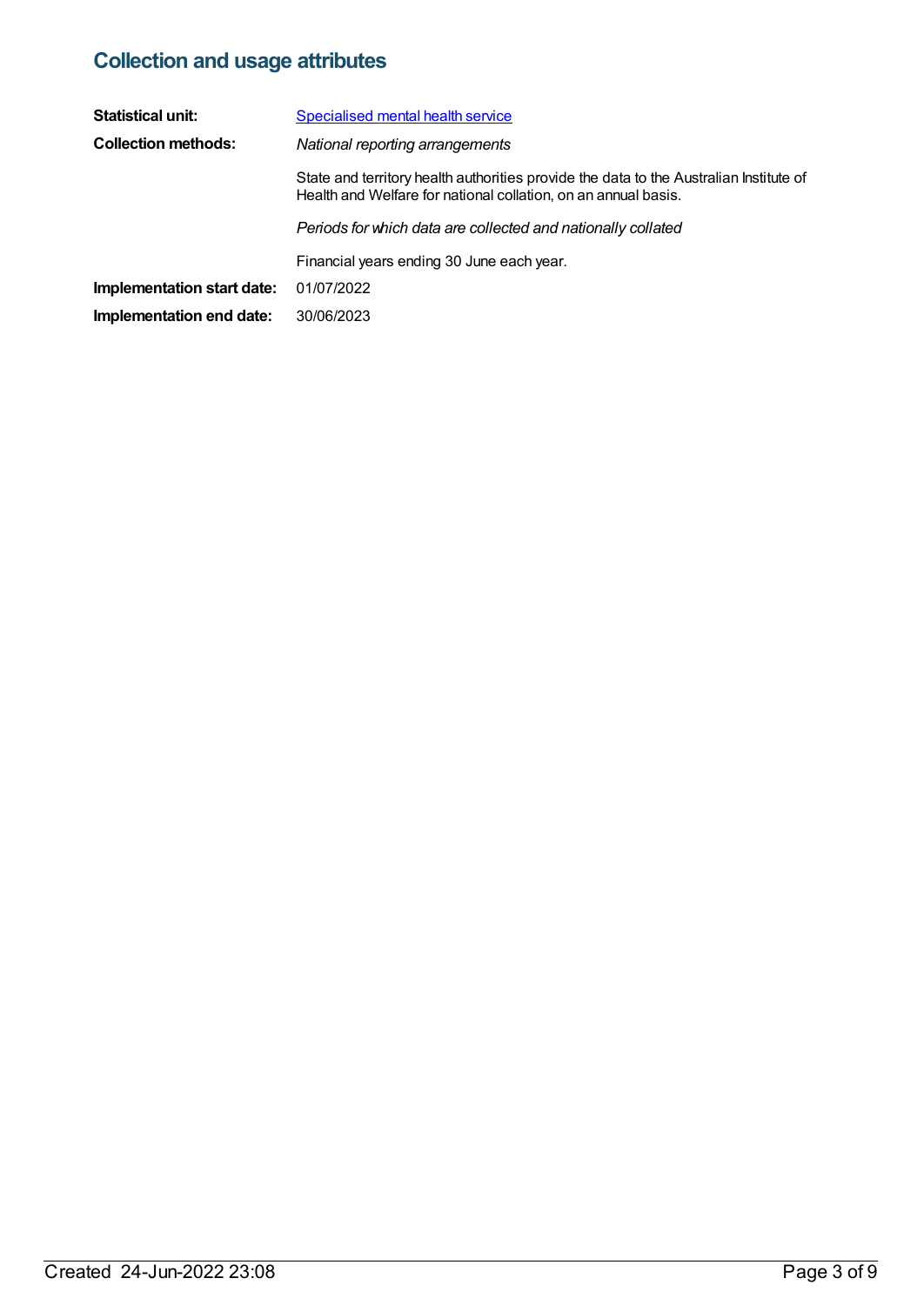## Collection and usage attributes

**Statistical unit:** Specialised mental health service

**Collection methods:** *National reporting arrangements*

State and territory health authorities provide the data to the Australian Institute of Health and Welfare for national collation, on an annual basis.

*Periods for which data are collected and nationally collated*

Financial years ending 30 June each year.

**Implementation start date:** 01/07/2022

**Implementation end date:** 30/06/2023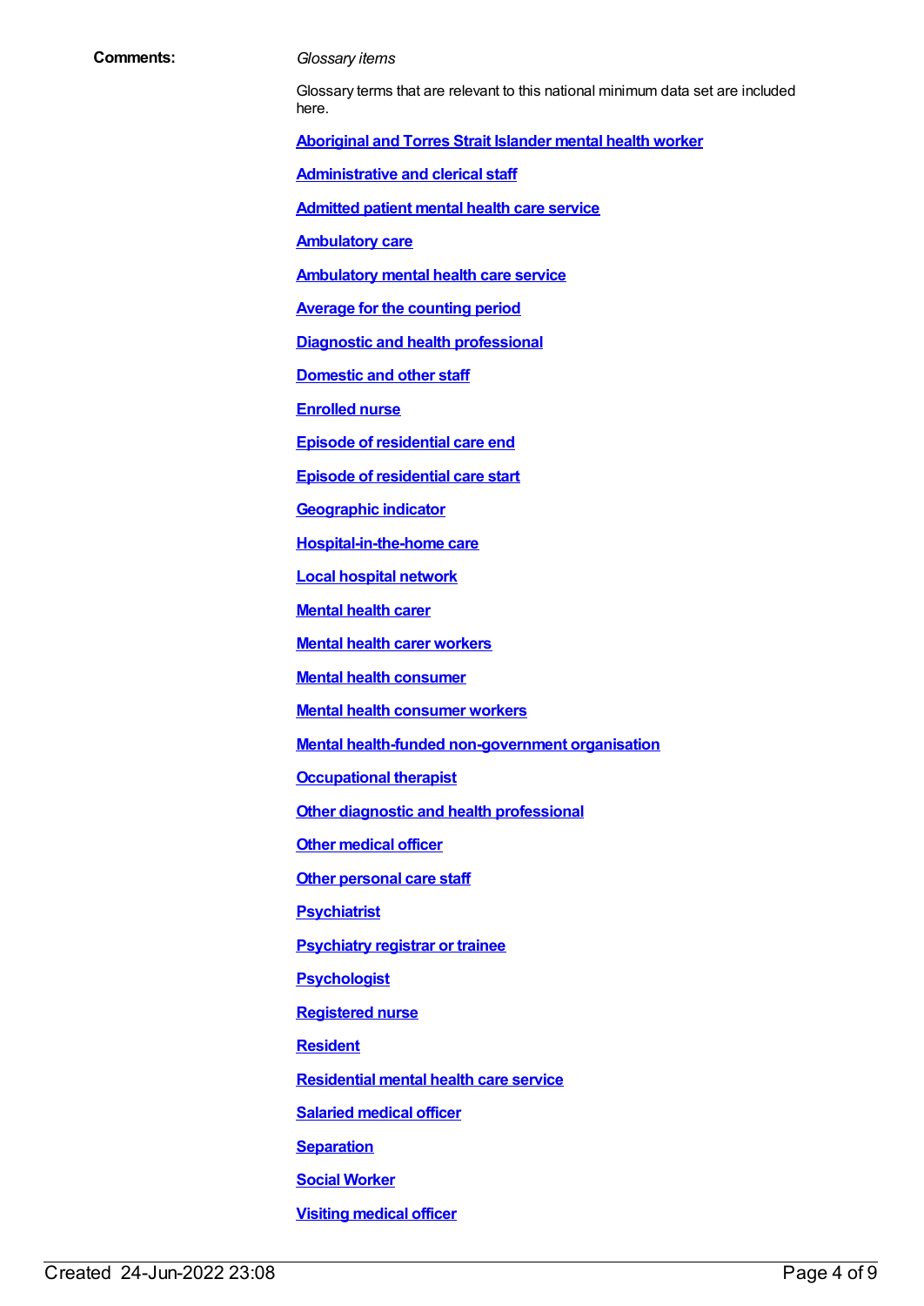**Comments:**

*Glossary items*

Glossary terms that are relevant to this national minimum data set are included here.

**Aboriginal and Torres Strait Islander mental health worker**

**Administrative and clerical staff**

**Admitted patient mental health care service**

**Ambulatory care**

**Ambulatory mental health care service**

**Average for the counting period**

**Diagnostic and health professional**

**Domestic and other staff**

**Enrolled nurse**

**Episode of residential care end**

**Episode of residential care start**

**Geographic indicator**

**Hospital-in-the-home care**

**Local hospital network**

**Mental health carer**

**Mental health carer workers**

**Mental health consumer**

**Mental health consumer workers**

**Mental health-funded non-government organisation**

**Occupational therapist**

**Other diagnostic and health professional**

**Other medical officer**

**Other personal care staff**

**Psychiatrist**

**Psychiatry registrar or trainee**

**Psychologist**

**Registered nurse**

**Resident**

**Residential mental health care service**

**Salaried medical officer**

**Separation**

**Social Worker**

**Visiting medical officer**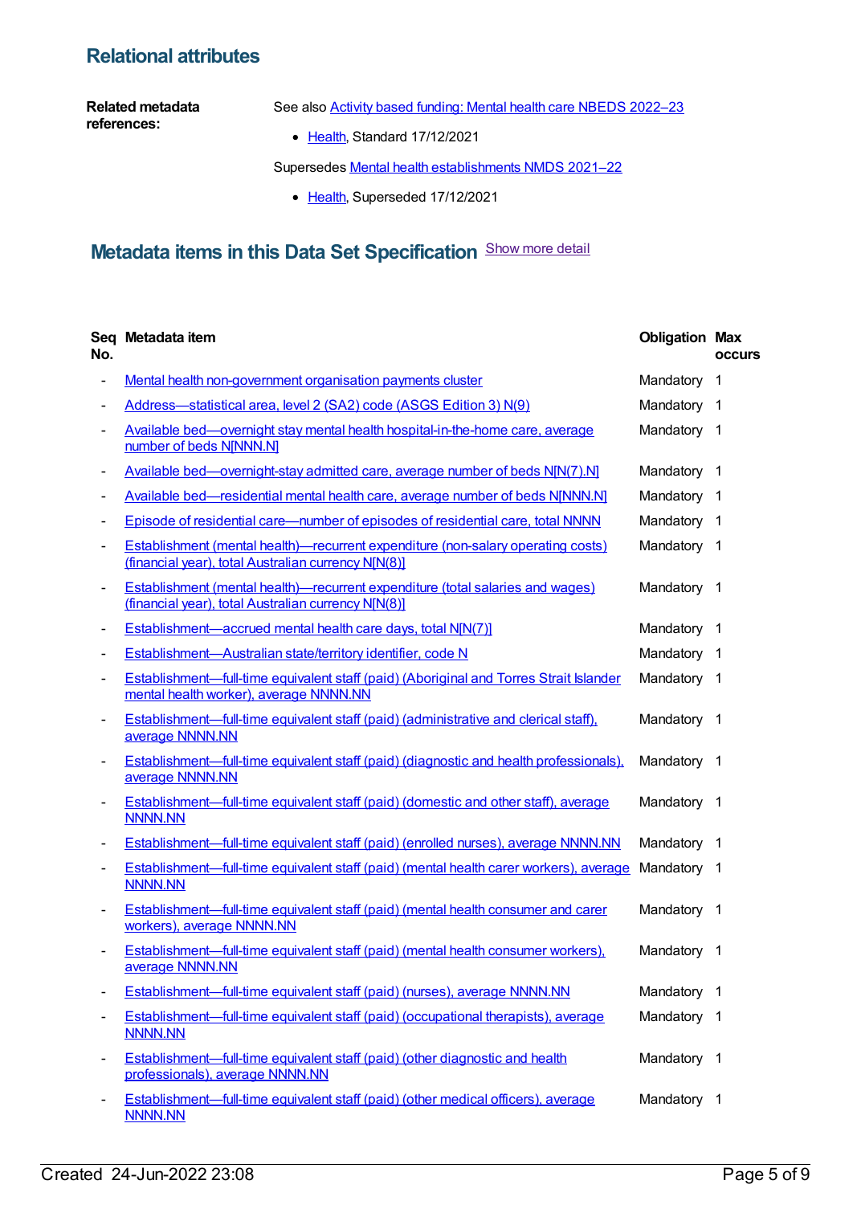## Relational attributes

**Related metadata references:**

See also Activity based funding: Mental health care NBEDS 2022–23

- Health, Standard 17/12/2021

Supersedes Mental health establishments NMDS 2021–22

- Health, Superseded 17/12/2021

## Metadata items in this Data Set Specification

Show more detail

| Seq No. | Metadata item | Obligation | Max occurs |
|---|---|---|---|
| - | Mental health non-government organisation payments cluster | Mandatory | 1 |
| - | Address—statistical area, level 2 (SA2) code (ASGS Edition 3) N(9) | Mandatory | 1 |
| - | Available bed—overnight stay mental health hospital-in-the-home care, average number of beds N[NNN.N] | Mandatory | 1 |
| - | Available bed—overnight-stay admitted care, average number of beds N[N(7).N] | Mandatory | 1 |
| - | Available bed—residential mental health care, average number of beds N[NNN.N] | Mandatory | 1 |
| - | Episode of residential care—number of episodes of residential care, total NNNN | Mandatory | 1 |
| - | Establishment (mental health)—recurrent expenditure (non-salary operating costs) (financial year), total Australian currency N[N(8)] | Mandatory | 1 |
| - | Establishment (mental health)—recurrent expenditure (total salaries and wages) (financial year), total Australian currency N[N(8)] | Mandatory | 1 |
| - | Establishment—accrued mental health care days, total N[N(7)] | Mandatory | 1 |
| - | Establishment—Australian state/territory identifier, code N | Mandatory | 1 |
| - | Establishment—full-time equivalent staff (paid) (Aboriginal and Torres Strait Islander mental health worker), average NNNN.NN | Mandatory | 1 |
| - | Establishment—full-time equivalent staff (paid) (administrative and clerical staff), average NNNN.NN | Mandatory | 1 |
| - | Establishment—full-time equivalent staff (paid) (diagnostic and health professionals), average NNNN.NN | Mandatory | 1 |
| - | Establishment—full-time equivalent staff (paid) (domestic and other staff), average NNNN.NN | Mandatory | 1 |
| - | Establishment—full-time equivalent staff (paid) (enrolled nurses), average NNNN.NN | Mandatory | 1 |
| - | Establishment—full-time equivalent staff (paid) (mental health carer workers), average NNNN.NN | Mandatory | 1 |
| - | Establishment—full-time equivalent staff (paid) (mental health consumer and carer workers), average NNNN.NN | Mandatory | 1 |
| - | Establishment—full-time equivalent staff (paid) (mental health consumer workers), average NNNN.NN | Mandatory | 1 |
| - | Establishment—full-time equivalent staff (paid) (nurses), average NNNN.NN | Mandatory | 1 |
| - | Establishment—full-time equivalent staff (paid) (occupational therapists), average NNNN.NN | Mandatory | 1 |
| - | Establishment—full-time equivalent staff (paid) (other diagnostic and health professionals), average NNNN.NN | Mandatory | 1 |
| - | Establishment—full-time equivalent staff (paid) (other medical officers), average NNNN.NN | Mandatory | 1 |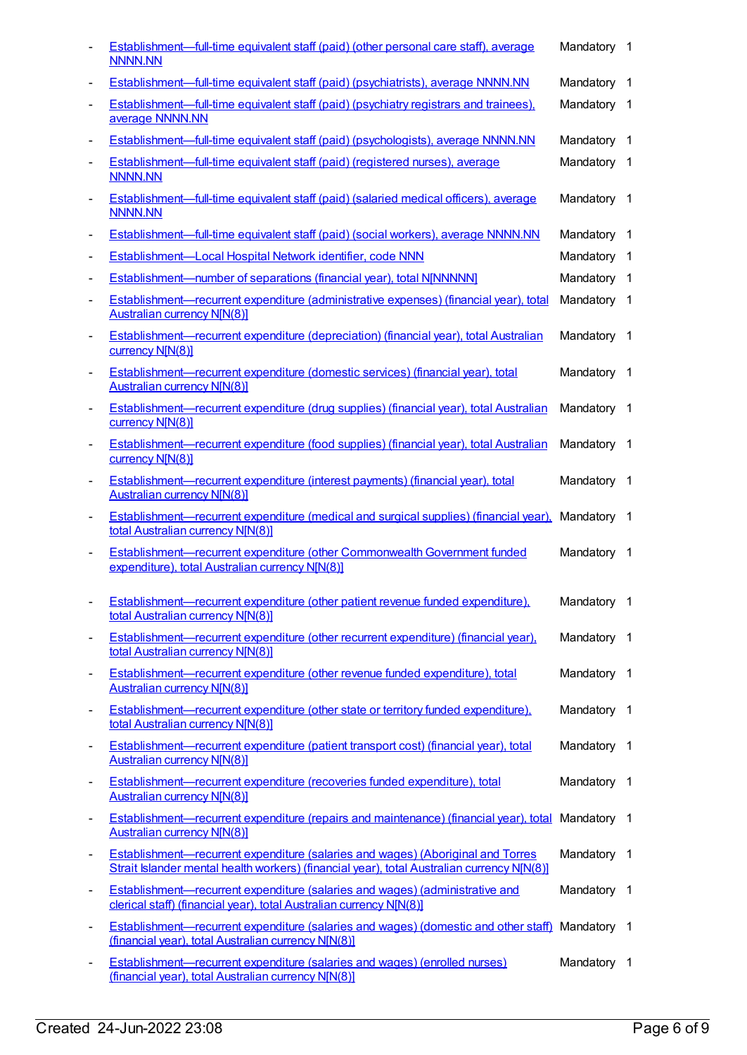- Establishment—full-time equivalent staff (paid) (other personal care staff), average NNNN.NN — Mandatory 1
- Establishment—full-time equivalent staff (paid) (psychiatrists), average NNNN.NN — Mandatory 1
- Establishment—full-time equivalent staff (paid) (psychiatry registrars and trainees), average NNNN.NN — Mandatory 1
- Establishment—full-time equivalent staff (paid) (psychologists), average NNNN.NN — Mandatory 1
- Establishment—full-time equivalent staff (paid) (registered nurses), average NNNN.NN — Mandatory 1
- Establishment—full-time equivalent staff (paid) (salaried medical officers), average NNNN.NN — Mandatory 1
- Establishment—full-time equivalent staff (paid) (social workers), average NNNN.NN — Mandatory 1
- Establishment—Local Hospital Network identifier, code NNN — Mandatory 1
- Establishment—number of separations (financial year), total N[NNNNN] — Mandatory 1
- Establishment—recurrent expenditure (administrative expenses) (financial year), total Australian currency N[N(8)] — Mandatory 1
- Establishment—recurrent expenditure (depreciation) (financial year), total Australian currency N[N(8)] — Mandatory 1
- Establishment—recurrent expenditure (domestic services) (financial year), total Australian currency N[N(8)] — Mandatory 1
- Establishment—recurrent expenditure (drug supplies) (financial year), total Australian currency N[N(8)] — Mandatory 1
- Establishment—recurrent expenditure (food supplies) (financial year), total Australian currency N[N(8)] — Mandatory 1
- Establishment—recurrent expenditure (interest payments) (financial year), total Australian currency N[N(8)] — Mandatory 1
- Establishment—recurrent expenditure (medical and surgical supplies) (financial year), total Australian currency N[N(8)] — Mandatory 1
- Establishment—recurrent expenditure (other Commonwealth Government funded expenditure), total Australian currency N[N(8)] — Mandatory 1
- Establishment—recurrent expenditure (other patient revenue funded expenditure), total Australian currency N[N(8)] — Mandatory 1
- Establishment—recurrent expenditure (other recurrent expenditure) (financial year), total Australian currency N[N(8)] — Mandatory 1
- Establishment—recurrent expenditure (other revenue funded expenditure), total Australian currency N[N(8)] — Mandatory 1
- Establishment—recurrent expenditure (other state or territory funded expenditure), total Australian currency N[N(8)] — Mandatory 1
- Establishment—recurrent expenditure (patient transport cost) (financial year), total Australian currency N[N(8)] — Mandatory 1
- Establishment—recurrent expenditure (recoveries funded expenditure), total Australian currency N[N(8)] — Mandatory 1
- Establishment—recurrent expenditure (repairs and maintenance) (financial year), total Australian currency N[N(8)] — Mandatory 1
- Establishment—recurrent expenditure (salaries and wages) (Aboriginal and Torres Strait Islander mental health workers) (financial year), total Australian currency N[N(8)] — Mandatory 1
- Establishment—recurrent expenditure (salaries and wages) (administrative and clerical staff) (financial year), total Australian currency N[N(8)] — Mandatory 1
- Establishment—recurrent expenditure (salaries and wages) (domestic and other staff) (financial year), total Australian currency N[N(8)] — Mandatory 1
- Establishment—recurrent expenditure (salaries and wages) (enrolled nurses) (financial year), total Australian currency N[N(8)] — Mandatory 1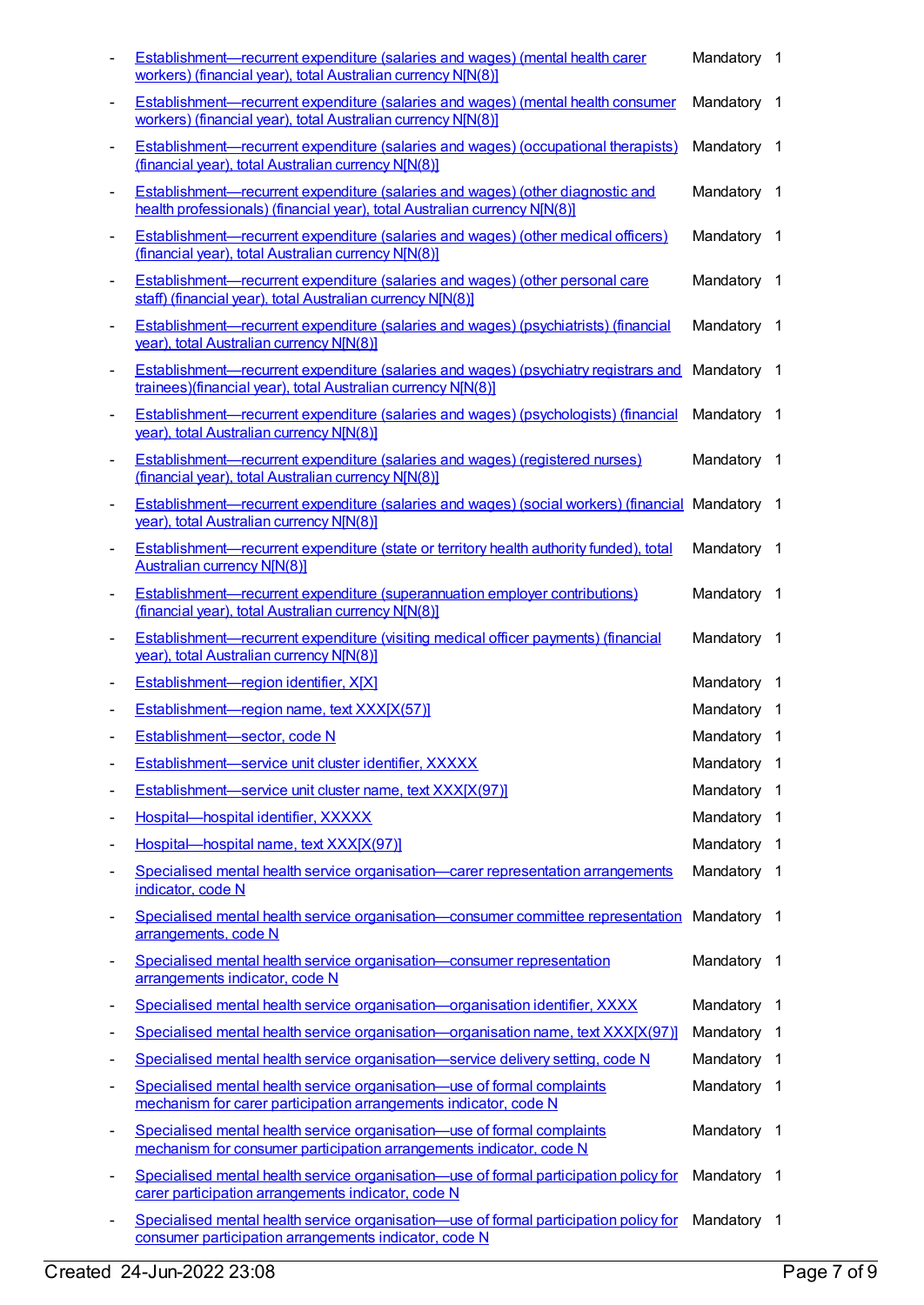- Establishment—recurrent expenditure (salaries and wages) (mental health carer workers) (financial year), total Australian currency N[N(8)] Mandatory 1
- Establishment—recurrent expenditure (salaries and wages) (mental health consumer workers) (financial year), total Australian currency N[N(8)] Mandatory 1
- Establishment—recurrent expenditure (salaries and wages) (occupational therapists) (financial year), total Australian currency N[N(8)] Mandatory 1
- Establishment—recurrent expenditure (salaries and wages) (other diagnostic and health professionals) (financial year), total Australian currency N[N(8)] Mandatory 1
- Establishment—recurrent expenditure (salaries and wages) (other medical officers) (financial year), total Australian currency N[N(8)] Mandatory 1
- Establishment—recurrent expenditure (salaries and wages) (other personal care staff) (financial year), total Australian currency N[N(8)] Mandatory 1
- Establishment—recurrent expenditure (salaries and wages) (psychiatrists) (financial year), total Australian currency N[N(8)] Mandatory 1
- Establishment—recurrent expenditure (salaries and wages) (psychiatry registrars and trainees)(financial year), total Australian currency N[N(8)] Mandatory 1
- Establishment—recurrent expenditure (salaries and wages) (psychologists) (financial year), total Australian currency N[N(8)] Mandatory 1
- Establishment—recurrent expenditure (salaries and wages) (registered nurses) (financial year), total Australian currency N[N(8)] Mandatory 1
- Establishment—recurrent expenditure (salaries and wages) (social workers) (financial year), total Australian currency N[N(8)] Mandatory 1
- Establishment—recurrent expenditure (state or territory health authority funded), total Australian currency N[N(8)] Mandatory 1
- Establishment—recurrent expenditure (superannuation employer contributions) (financial year), total Australian currency N[N(8)] Mandatory 1
- Establishment—recurrent expenditure (visiting medical officer payments) (financial year), total Australian currency N[N(8)] Mandatory 1
- Establishment—region identifier, X[X] Mandatory 1
- Establishment—region name, text XXX[X(57)] Mandatory 1
- Establishment—sector, code N Mandatory 1
- Establishment—service unit cluster identifier, XXXXX Mandatory 1
- Establishment—service unit cluster name, text XXX[X(97)] Mandatory 1
- Hospital—hospital identifier, XXXXX Mandatory 1
- Hospital—hospital name, text XXX[X(97)] Mandatory 1
- Specialised mental health service organisation—carer representation arrangements indicator, code N Mandatory 1
- Specialised mental health service organisation—consumer committee representation arrangements, code N Mandatory 1
- Specialised mental health service organisation—consumer representation arrangements indicator, code N Mandatory 1
- Specialised mental health service organisation—organisation identifier, XXXX Mandatory 1
- Specialised mental health service organisation—organisation name, text XXX[X(97)] Mandatory 1
- Specialised mental health service organisation—service delivery setting, code N Mandatory 1
- Specialised mental health service organisation—use of formal complaints mechanism for carer participation arrangements indicator, code N Mandatory 1
- Specialised mental health service organisation—use of formal complaints mechanism for consumer participation arrangements indicator, code N Mandatory 1
- Specialised mental health service organisation—use of formal participation policy for carer participation arrangements indicator, code N Mandatory 1
- Specialised mental health service organisation—use of formal participation policy for consumer participation arrangements indicator, code N Mandatory 1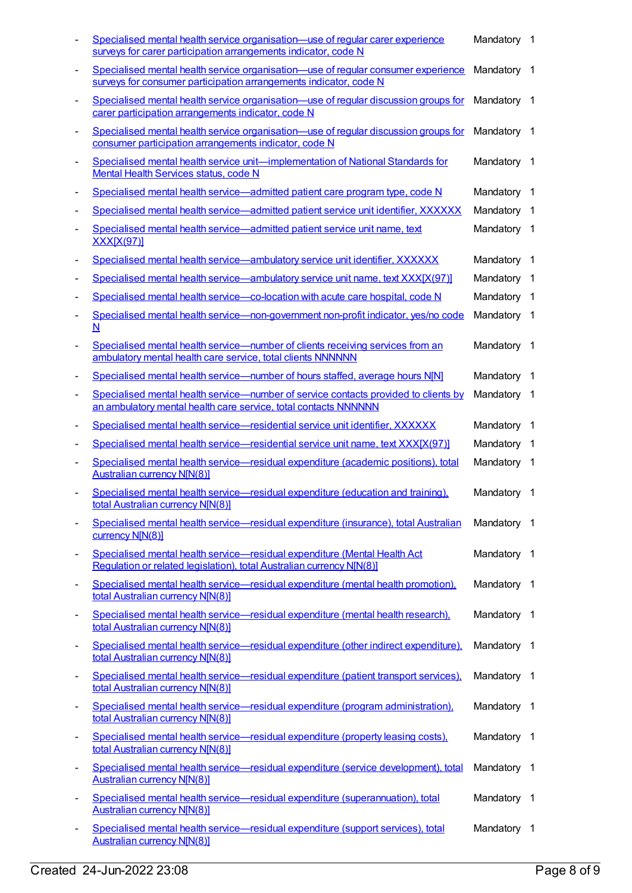- Specialised mental health service organisation—use of regular carer experience surveys for carer participation arrangements indicator, code N Mandatory 1
- Specialised mental health service organisation—use of regular consumer experience surveys for consumer participation arrangements indicator, code N Mandatory 1
- Specialised mental health service organisation—use of regular discussion groups for carer participation arrangements indicator, code N Mandatory 1
- Specialised mental health service organisation—use of regular discussion groups for consumer participation arrangements indicator, code N Mandatory 1
- Specialised mental health service unit—implementation of National Standards for Mental Health Services status, code N Mandatory 1
- Specialised mental health service—admitted patient care program type, code N Mandatory 1
- Specialised mental health service—admitted patient service unit identifier, XXXXXX Mandatory 1
- Specialised mental health service—admitted patient service unit name, text XXX[X(97)] Mandatory 1
- Specialised mental health service—ambulatory service unit identifier, XXXXXX Mandatory 1
- Specialised mental health service—ambulatory service unit name, text XXX[X(97)] Mandatory 1
- Specialised mental health service—co-location with acute care hospital, code N Mandatory 1
- Specialised mental health service—non-government non-profit indicator, yes/no code N Mandatory 1
- Specialised mental health service—number of clients receiving services from an ambulatory mental health care service, total clients NNNNNN Mandatory 1
- Specialised mental health service—number of hours staffed, average hours N[N] Mandatory 1
- Specialised mental health service—number of service contacts provided to clients by an ambulatory mental health care service, total contacts NNNNNN Mandatory 1
- Specialised mental health service—residential service unit identifier, XXXXXX Mandatory 1
- Specialised mental health service—residential service unit name, text XXX[X(97)] Mandatory 1
- Specialised mental health service—residual expenditure (academic positions), total Australian currency N[N(8)] Mandatory 1
- Specialised mental health service—residual expenditure (education and training), total Australian currency N[N(8)] Mandatory 1
- Specialised mental health service—residual expenditure (insurance), total Australian currency N[N(8)] Mandatory 1
- Specialised mental health service—residual expenditure (Mental Health Act Regulation or related legislation), total Australian currency N[N(8)] Mandatory 1
- Specialised mental health service—residual expenditure (mental health promotion), total Australian currency N[N(8)] Mandatory 1
- Specialised mental health service—residual expenditure (mental health research), total Australian currency N[N(8)] Mandatory 1
- Specialised mental health service—residual expenditure (other indirect expenditure), total Australian currency N[N(8)] Mandatory 1
- Specialised mental health service—residual expenditure (patient transport services), total Australian currency N[N(8)] Mandatory 1
- Specialised mental health service—residual expenditure (program administration), total Australian currency N[N(8)] Mandatory 1
- Specialised mental health service—residual expenditure (property leasing costs), total Australian currency N[N(8)] Mandatory 1
- Specialised mental health service—residual expenditure (service development), total Australian currency N[N(8)] Mandatory 1
- Specialised mental health service—residual expenditure (superannuation), total Australian currency N[N(8)] Mandatory 1
- Specialised mental health service—residual expenditure (support services), total Australian currency N[N(8)] Mandatory 1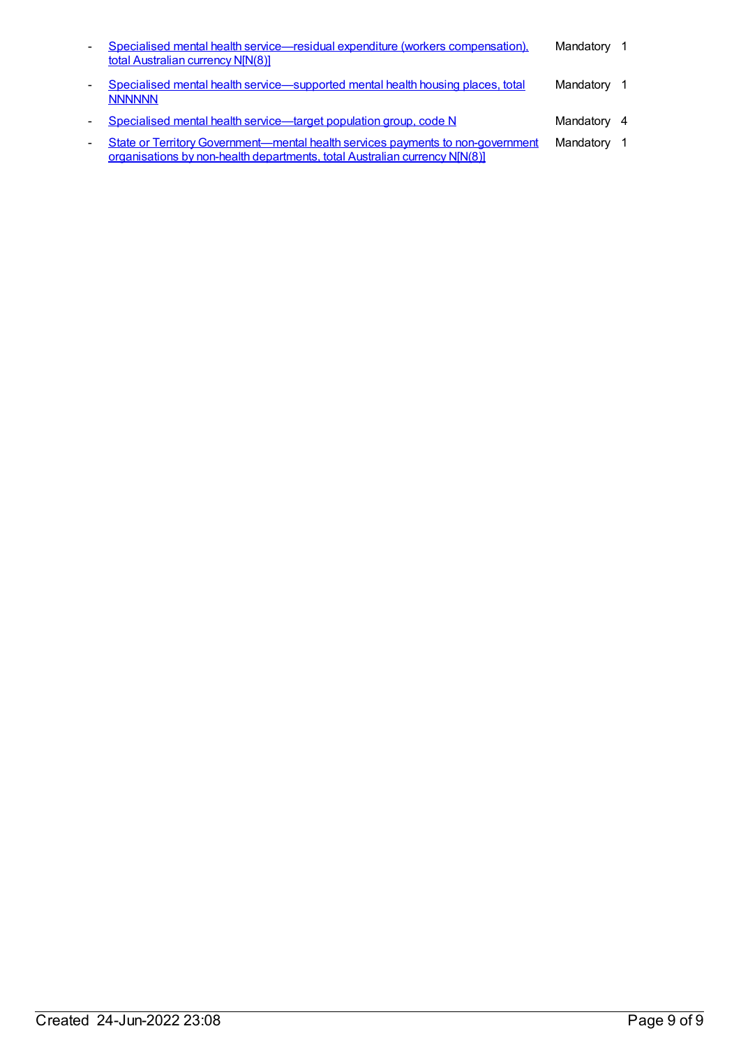- Specialised mental health service—residual expenditure (workers compensation), total Australian currency N[N(8)] Mandatory 1
- Specialised mental health service—supported mental health housing places, total NNNNNN Mandatory 1
- Specialised mental health service—target population group, code N Mandatory 4
- State or Territory Government—mental health services payments to non-government organisations by non-health departments, total Australian currency N[N(8)] Mandatory 1

Created 24-Jun-2022 23:08